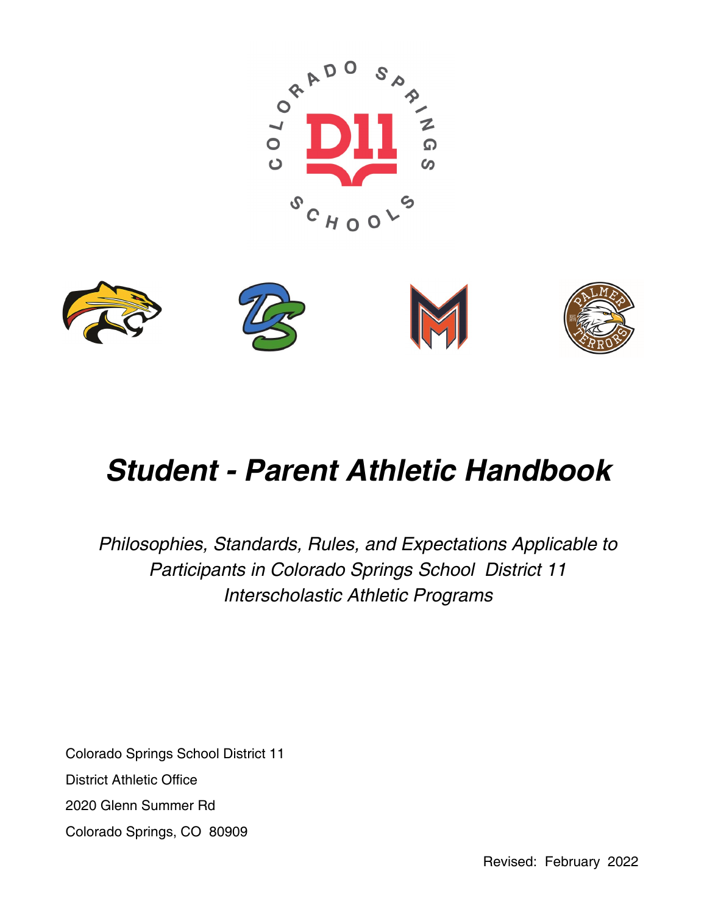# *Student - Parent Athletic Handbook*

*Philosophies, Standards, Rules, and Expectations Applicable to Participants in Colorado Springs School District 11 Interscholastic Athletic Programs*

Colorado Springs School District 11

District Athletic Office

2020 Glenn Summer Rd

Colorado Springs, CO 80909

Revised: February 2022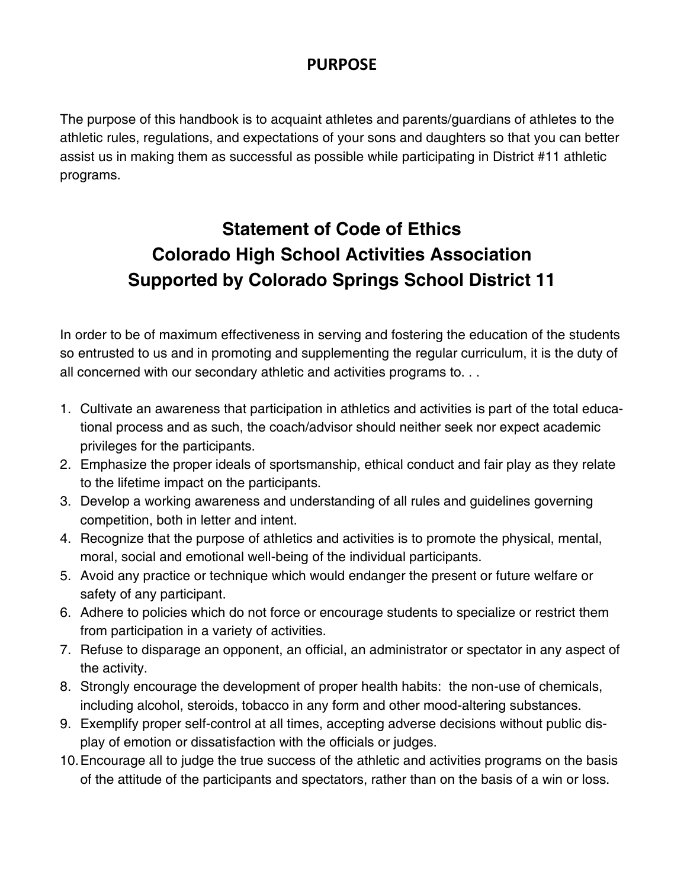## PURPOSE

The purpose of this handbook is to acquaint athletes and parents/guardians of athletes to the athletic rules, regulations, and expectations of your sons and daughters so that you can better assist us in making them as successful as possible while participating in District #11 athletic programs.

# Statement of Code of Ethics
# Colorado High School Activities Association
# Supported by Colorado Springs School District 11

In order to be of maximum effectiveness in serving and fostering the education of the students so entrusted to us and in promoting and supplementing the regular curriculum, it is the duty of all concerned with our secondary athletic and activities programs to. . .

1. Cultivate an awareness that participation in athletics and activities is part of the total educational process and as such, the coach/advisor should neither seek nor expect academic privileges for the participants.
2. Emphasize the proper ideals of sportsmanship, ethical conduct and fair play as they relate to the lifetime impact on the participants.
3. Develop a working awareness and understanding of all rules and guidelines governing competition, both in letter and intent.
4. Recognize that the purpose of athletics and activities is to promote the physical, mental, moral, social and emotional well-being of the individual participants.
5. Avoid any practice or technique which would endanger the present or future welfare or safety of any participant.
6. Adhere to policies which do not force or encourage students to specialize or restrict them from participation in a variety of activities.
7. Refuse to disparage an opponent, an official, an administrator or spectator in any aspect of the activity.
8. Strongly encourage the development of proper health habits: the non-use of chemicals, including alcohol, steroids, tobacco in any form and other mood-altering substances.
9. Exemplify proper self-control at all times, accepting adverse decisions without public display of emotion or dissatisfaction with the officials or judges.
10. Encourage all to judge the true success of the athletic and activities programs on the basis of the attitude of the participants and spectators, rather than on the basis of a win or loss.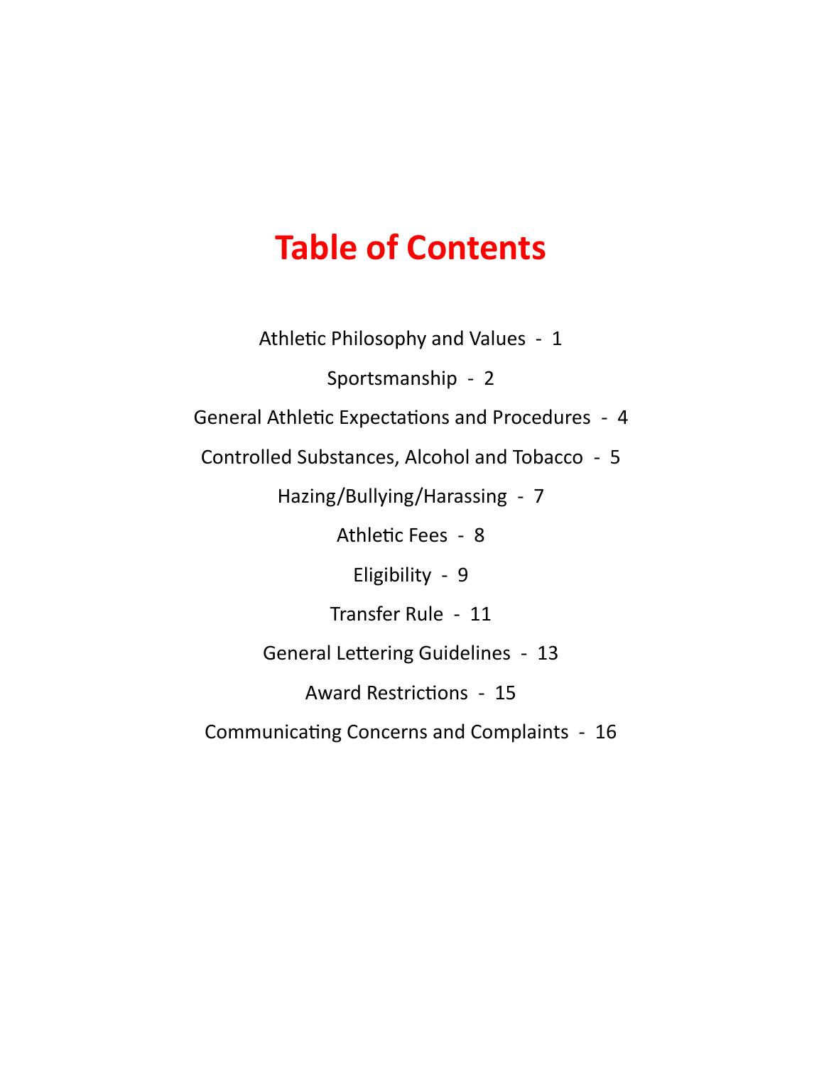# Table of Contents

Athletic Philosophy and Values - 1

Sportsmanship - 2

General Athletic Expectations and Procedures - 4

Controlled Substances, Alcohol and Tobacco - 5

Hazing/Bullying/Harassing - 7

Athletic Fees - 8

Eligibility - 9

Transfer Rule - 11

General Lettering Guidelines - 13

Award Restrictions - 15

Communicating Concerns and Complaints - 16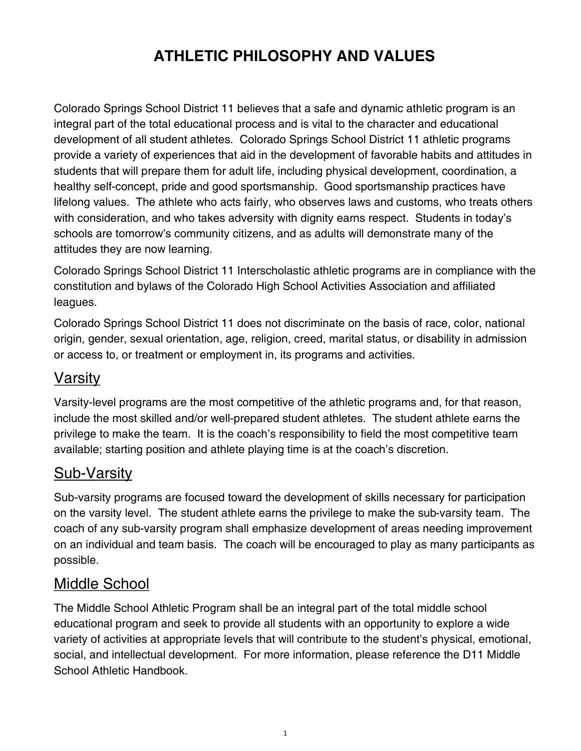# ATHLETIC PHILOSOPHY AND VALUES

Colorado Springs School District 11 believes that a safe and dynamic athletic program is an integral part of the total educational process and is vital to the character and educational development of all student athletes. Colorado Springs School District 11 athletic programs provide a variety of experiences that aid in the development of favorable habits and attitudes in students that will prepare them for adult life, including physical development, coordination, a healthy self-concept, pride and good sportsmanship. Good sportsmanship practices have lifelong values. The athlete who acts fairly, who observes laws and customs, who treats others with consideration, and who takes adversity with dignity earns respect. Students in today's schools are tomorrow's community citizens, and as adults will demonstrate many of the attitudes they are now learning.

Colorado Springs School District 11 Interscholastic athletic programs are in compliance with the constitution and bylaws of the Colorado High School Activities Association and affiliated leagues.

Colorado Springs School District 11 does not discriminate on the basis of race, color, national origin, gender, sexual orientation, age, religion, creed, marital status, or disability in admission or access to, or treatment or employment in, its programs and activities.

## Varsity

Varsity-level programs are the most competitive of the athletic programs and, for that reason, include the most skilled and/or well-prepared student athletes. The student athlete earns the privilege to make the team. It is the coach's responsibility to field the most competitive team available; starting position and athlete playing time is at the coach's discretion.

## Sub-Varsity

Sub-varsity programs are focused toward the development of skills necessary for participation on the varsity level. The student athlete earns the privilege to make the sub-varsity team. The coach of any sub-varsity program shall emphasize development of areas needing improvement on an individual and team basis. The coach will be encouraged to play as many participants as possible.

## Middle School

The Middle School Athletic Program shall be an integral part of the total middle school educational program and seek to provide all students with an opportunity to explore a wide variety of activities at appropriate levels that will contribute to the student's physical, emotional, social, and intellectual development. For more information, please reference the D11 Middle School Athletic Handbook.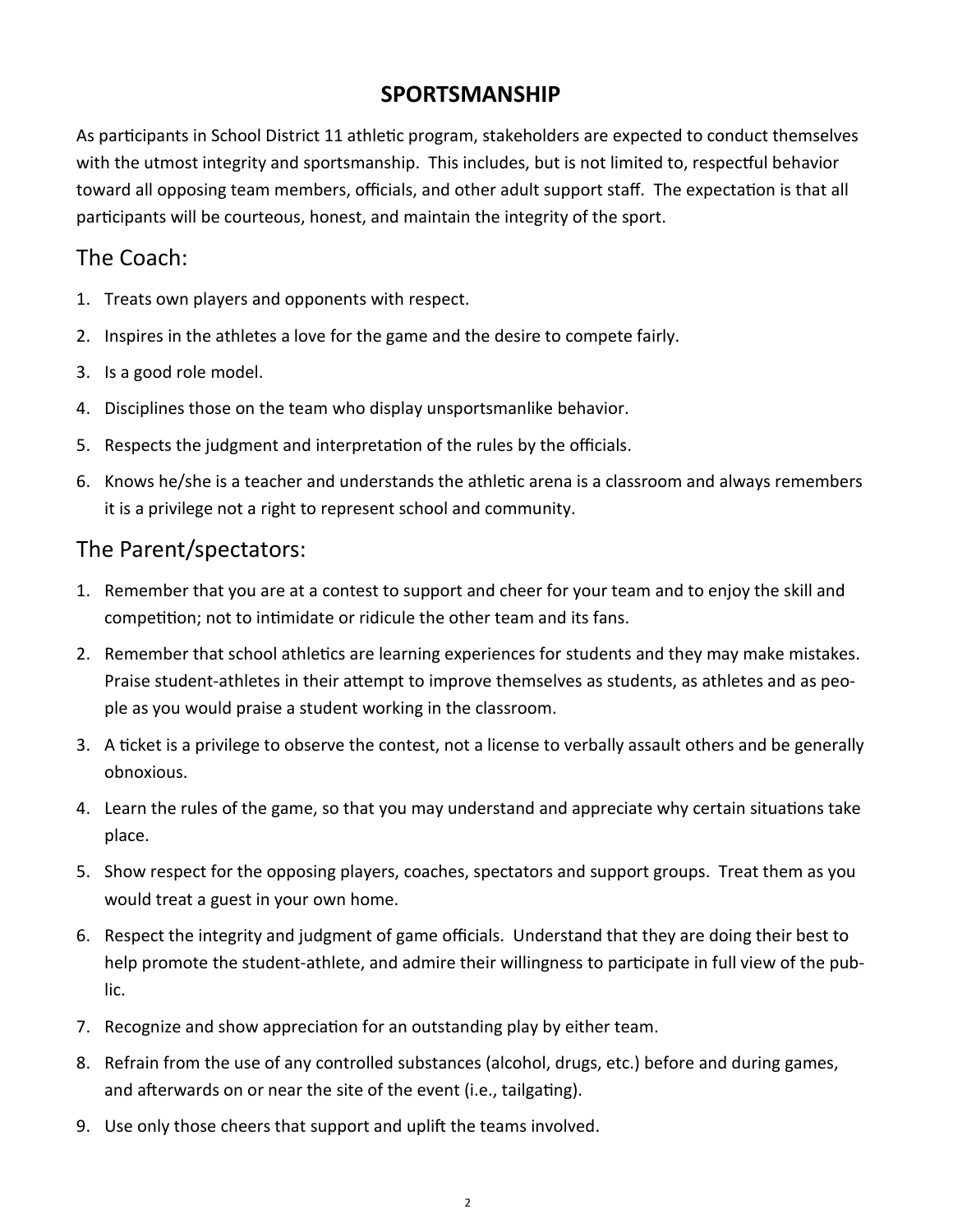# SPORTSMANSHIP

As participants in School District 11 athletic program, stakeholders are expected to conduct themselves with the utmost integrity and sportsmanship. This includes, but is not limited to, respectful behavior toward all opposing team members, officials, and other adult support staff. The expectation is that all participants will be courteous, honest, and maintain the integrity of the sport.

## The Coach:

1. Treats own players and opponents with respect.
2. Inspires in the athletes a love for the game and the desire to compete fairly.
3. Is a good role model.
4. Disciplines those on the team who display unsportsmanlike behavior.
5. Respects the judgment and interpretation of the rules by the officials.
6. Knows he/she is a teacher and understands the athletic arena is a classroom and always remembers it is a privilege not a right to represent school and community.

## The Parent/spectators:

1. Remember that you are at a contest to support and cheer for your team and to enjoy the skill and competition; not to intimidate or ridicule the other team and its fans.
2. Remember that school athletics are learning experiences for students and they may make mistakes. Praise student-athletes in their attempt to improve themselves as students, as athletes and as people as you would praise a student working in the classroom.
3. A ticket is a privilege to observe the contest, not a license to verbally assault others and be generally obnoxious.
4. Learn the rules of the game, so that you may understand and appreciate why certain situations take place.
5. Show respect for the opposing players, coaches, spectators and support groups. Treat them as you would treat a guest in your own home.
6. Respect the integrity and judgment of game officials. Understand that they are doing their best to help promote the student-athlete, and admire their willingness to participate in full view of the public.
7. Recognize and show appreciation for an outstanding play by either team.
8. Refrain from the use of any controlled substances (alcohol, drugs, etc.) before and during games, and afterwards on or near the site of the event (i.e., tailgating).
9. Use only those cheers that support and uplift the teams involved.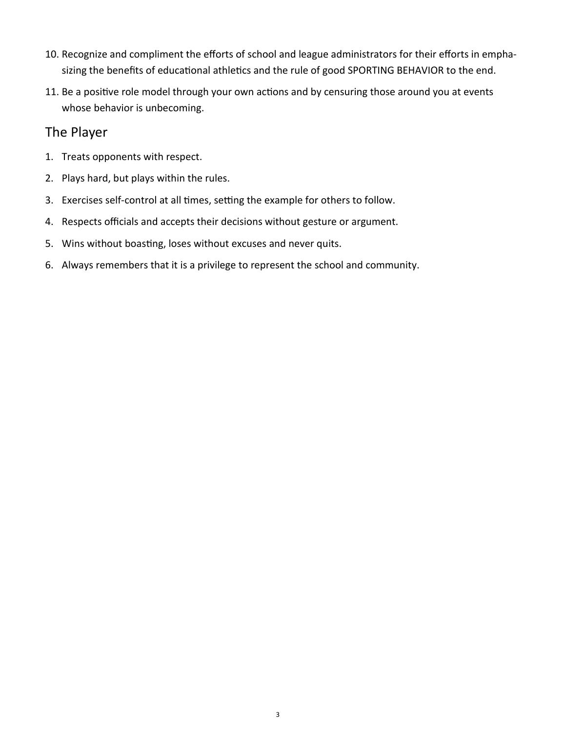10. Recognize and compliment the efforts of school and league administrators for their efforts in emphasizing the benefits of educational athletics and the rule of good SPORTING BEHAVIOR to the end.
11. Be a positive role model through your own actions and by censuring those around you at events whose behavior is unbecoming.

## The Player

1. Treats opponents with respect.
2. Plays hard, but plays within the rules.
3. Exercises self-control at all times, setting the example for others to follow.
4. Respects officials and accepts their decisions without gesture or argument.
5. Wins without boasting, loses without excuses and never quits.
6. Always remembers that it is a privilege to represent the school and community.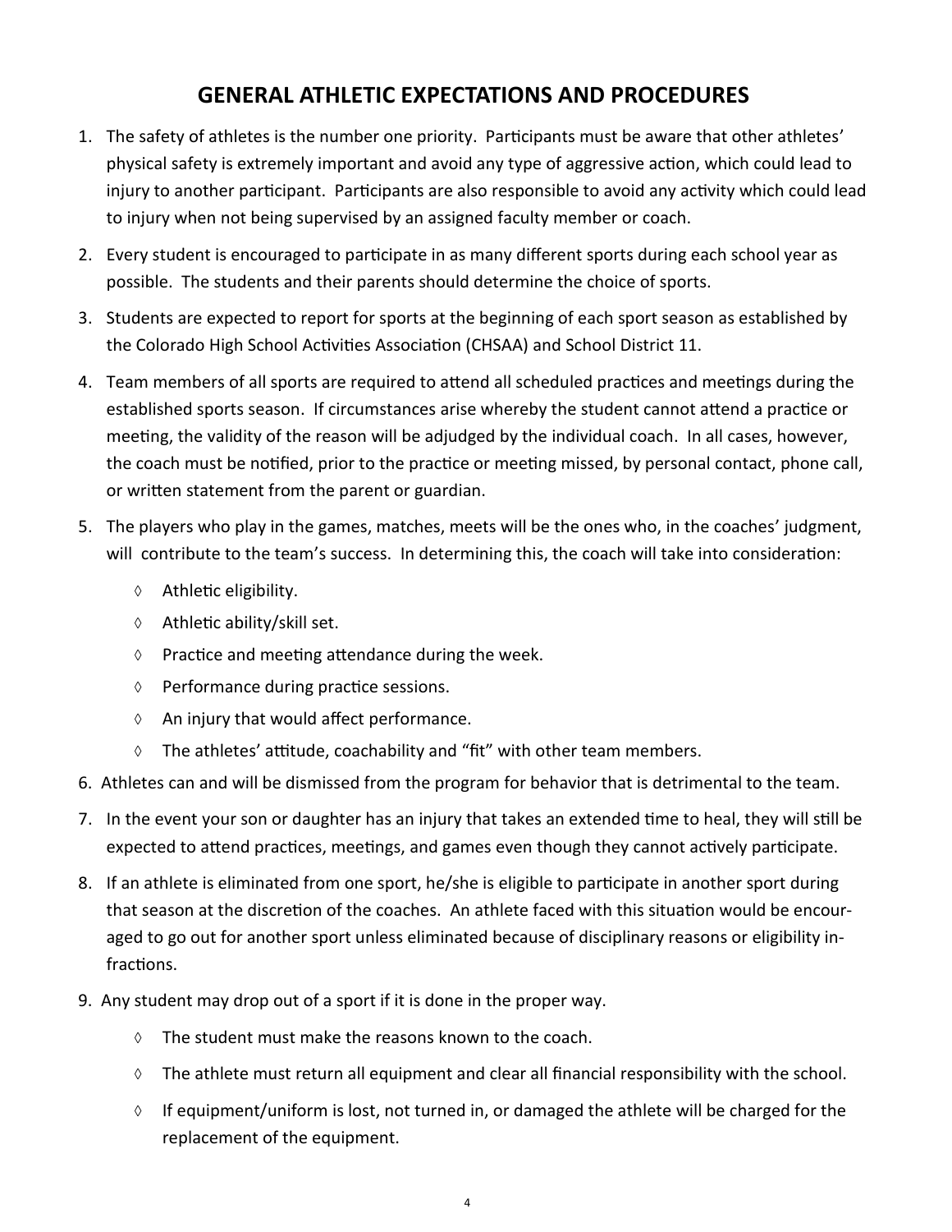# GENERAL ATHLETIC EXPECTATIONS AND PROCEDURES

1. The safety of athletes is the number one priority. Participants must be aware that other athletes' physical safety is extremely important and avoid any type of aggressive action, which could lead to injury to another participant. Participants are also responsible to avoid any activity which could lead to injury when not being supervised by an assigned faculty member or coach.
2. Every student is encouraged to participate in as many different sports during each school year as possible. The students and their parents should determine the choice of sports.
3. Students are expected to report for sports at the beginning of each sport season as established by the Colorado High School Activities Association (CHSAA) and School District 11.
4. Team members of all sports are required to attend all scheduled practices and meetings during the established sports season. If circumstances arise whereby the student cannot attend a practice or meeting, the validity of the reason will be adjudged by the individual coach. In all cases, however, the coach must be notified, prior to the practice or meeting missed, by personal contact, phone call, or written statement from the parent or guardian.
5. The players who play in the games, matches, meets will be the ones who, in the coaches' judgment, will contribute to the team's success. In determining this, the coach will take into consideration:
   - Athletic eligibility.
   - Athletic ability/skill set.
   - Practice and meeting attendance during the week.
   - Performance during practice sessions.
   - An injury that would affect performance.
   - The athletes' attitude, coachability and "fit" with other team members.
6. Athletes can and will be dismissed from the program for behavior that is detrimental to the team.
7. In the event your son or daughter has an injury that takes an extended time to heal, they will still be expected to attend practices, meetings, and games even though they cannot actively participate.
8. If an athlete is eliminated from one sport, he/she is eligible to participate in another sport during that season at the discretion of the coaches. An athlete faced with this situation would be encouraged to go out for another sport unless eliminated because of disciplinary reasons or eligibility infractions.
9. Any student may drop out of a sport if it is done in the proper way.
   - The student must make the reasons known to the coach.
   - The athlete must return all equipment and clear all financial responsibility with the school.
   - If equipment/uniform is lost, not turned in, or damaged the athlete will be charged for the replacement of the equipment.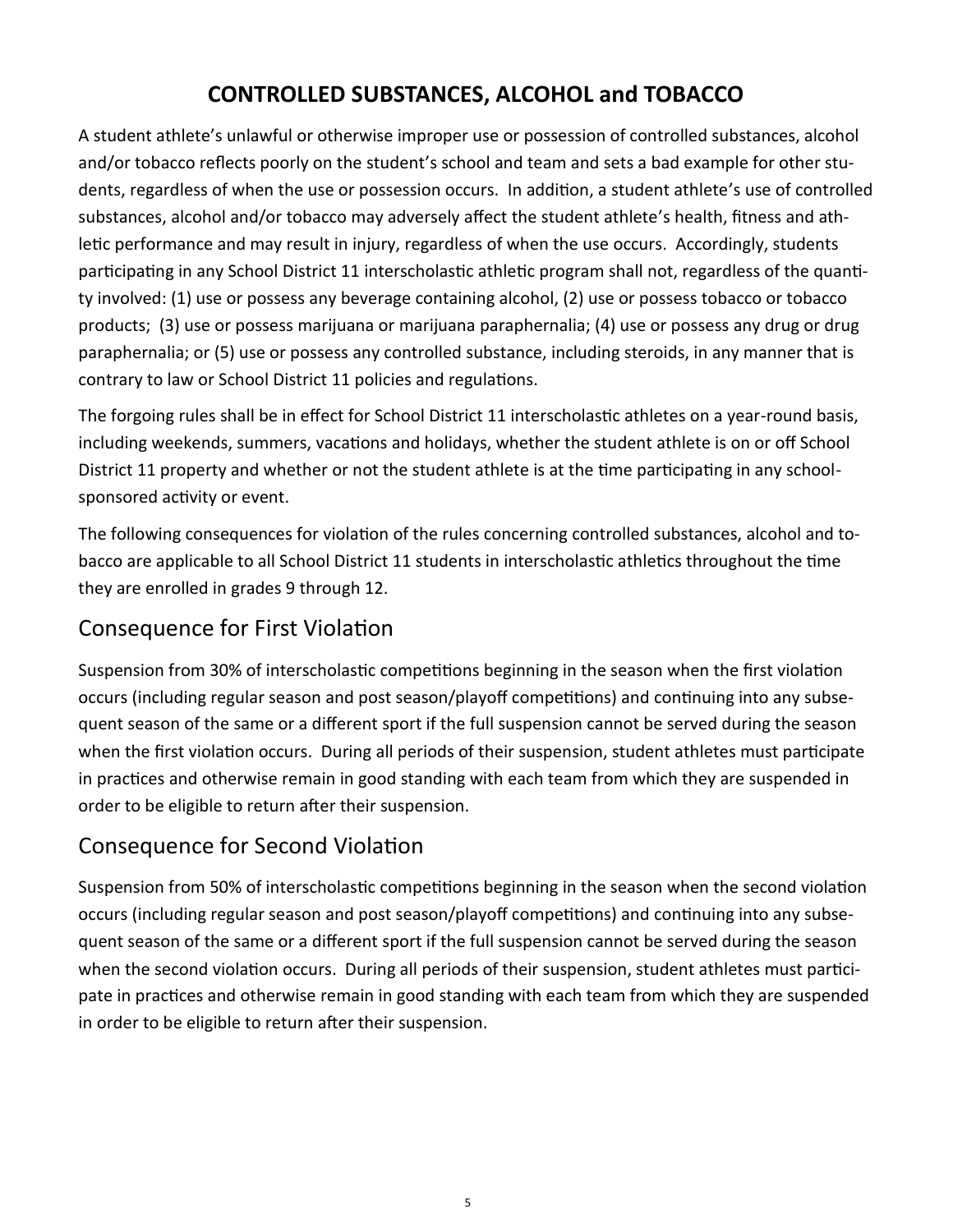# CONTROLLED SUBSTANCES, ALCOHOL and TOBACCO

A student athlete's unlawful or otherwise improper use or possession of controlled substances, alcohol and/or tobacco reflects poorly on the student's school and team and sets a bad example for other students, regardless of when the use or possession occurs. In addition, a student athlete's use of controlled substances, alcohol and/or tobacco may adversely affect the student athlete's health, fitness and athletic performance and may result in injury, regardless of when the use occurs. Accordingly, students participating in any School District 11 interscholastic athletic program shall not, regardless of the quantity involved: (1) use or possess any beverage containing alcohol, (2) use or possess tobacco or tobacco products; (3) use or possess marijuana or marijuana paraphernalia; (4) use or possess any drug or drug paraphernalia; or (5) use or possess any controlled substance, including steroids, in any manner that is contrary to law or School District 11 policies and regulations.

The forgoing rules shall be in effect for School District 11 interscholastic athletes on a year-round basis, including weekends, summers, vacations and holidays, whether the student athlete is on or off School District 11 property and whether or not the student athlete is at the time participating in any school-sponsored activity or event.

The following consequences for violation of the rules concerning controlled substances, alcohol and tobacco are applicable to all School District 11 students in interscholastic athletics throughout the time they are enrolled in grades 9 through 12.

## Consequence for First Violation

Suspension from 30% of interscholastic competitions beginning in the season when the first violation occurs (including regular season and post season/playoff competitions) and continuing into any subsequent season of the same or a different sport if the full suspension cannot be served during the season when the first violation occurs. During all periods of their suspension, student athletes must participate in practices and otherwise remain in good standing with each team from which they are suspended in order to be eligible to return after their suspension.

## Consequence for Second Violation

Suspension from 50% of interscholastic competitions beginning in the season when the second violation occurs (including regular season and post season/playoff competitions) and continuing into any subsequent season of the same or a different sport if the full suspension cannot be served during the season when the second violation occurs. During all periods of their suspension, student athletes must participate in practices and otherwise remain in good standing with each team from which they are suspended in order to be eligible to return after their suspension.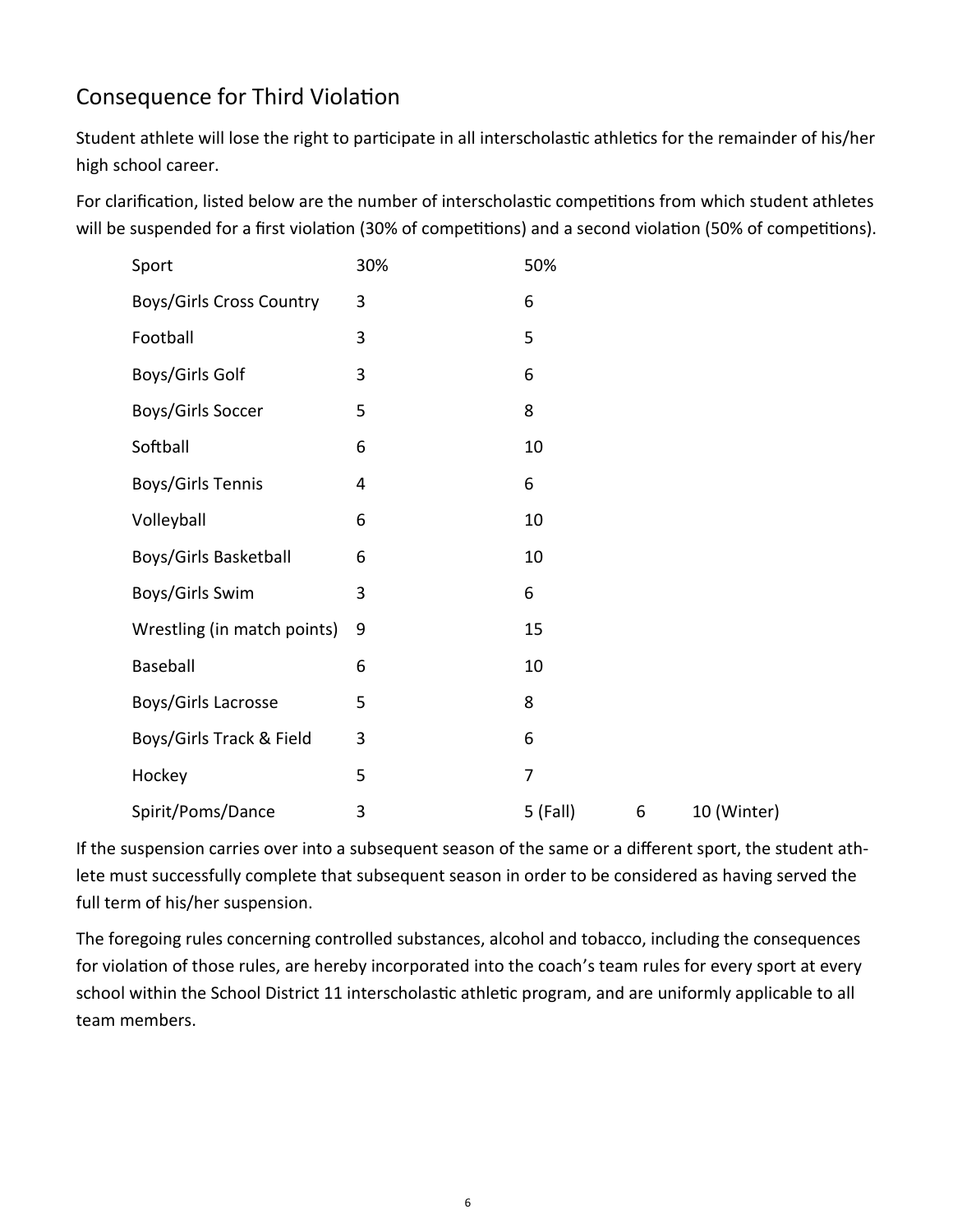## Consequence for Third Violation

Student athlete will lose the right to participate in all interscholastic athletics for the remainder of his/her high school career.

For clarification, listed below are the number of interscholastic competitions from which student athletes will be suspended for a first violation (30% of competitions) and a second violation (50% of competitions).

| Sport | 30% | 50% | | |
|---|---|---|---|---|
| Boys/Girls Cross Country | 3 | 6 | | |
| Football | 3 | 5 | | |
| Boys/Girls Golf | 3 | 6 | | |
| Boys/Girls Soccer | 5 | 8 | | |
| Softball | 6 | 10 | | |
| Boys/Girls Tennis | 4 | 6 | | |
| Volleyball | 6 | 10 | | |
| Boys/Girls Basketball | 6 | 10 | | |
| Boys/Girls Swim | 3 | 6 | | |
| Wrestling (in match points) | 9 | 15 | | |
| Baseball | 6 | 10 | | |
| Boys/Girls Lacrosse | 5 | 8 | | |
| Boys/Girls Track & Field | 3 | 6 | | |
| Hockey | 5 | 7 | | |
| Spirit/Poms/Dance | 3 | 5 (Fall) | 6 | 10 (Winter) |

If the suspension carries over into a subsequent season of the same or a different sport, the student athlete must successfully complete that subsequent season in order to be considered as having served the full term of his/her suspension.

The foregoing rules concerning controlled substances, alcohol and tobacco, including the consequences for violation of those rules, are hereby incorporated into the coach's team rules for every sport at every school within the School District 11 interscholastic athletic program, and are uniformly applicable to all team members.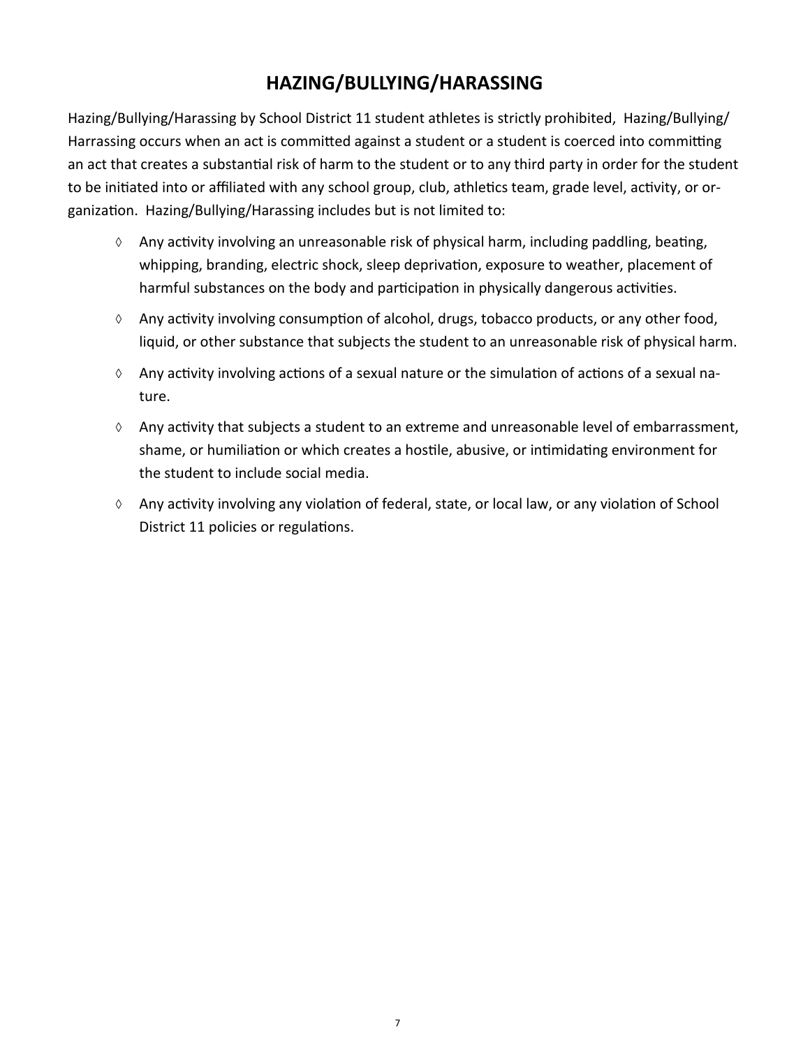## HAZING/BULLYING/HARASSING

Hazing/Bullying/Harassing by School District 11 student athletes is strictly prohibited, Hazing/Bullying/Harrassing occurs when an act is committed against a student or a student is coerced into committing an act that creates a substantial risk of harm to the student or to any third party in order for the student to be initiated into or affiliated with any school group, club, athletics team, grade level, activity, or organization. Hazing/Bullying/Harassing includes but is not limited to:

- Any activity involving an unreasonable risk of physical harm, including paddling, beating, whipping, branding, electric shock, sleep deprivation, exposure to weather, placement of harmful substances on the body and participation in physically dangerous activities.
- Any activity involving consumption of alcohol, drugs, tobacco products, or any other food, liquid, or other substance that subjects the student to an unreasonable risk of physical harm.
- Any activity involving actions of a sexual nature or the simulation of actions of a sexual nature.
- Any activity that subjects a student to an extreme and unreasonable level of embarrassment, shame, or humiliation or which creates a hostile, abusive, or intimidating environment for the student to include social media.
- Any activity involving any violation of federal, state, or local law, or any violation of School District 11 policies or regulations.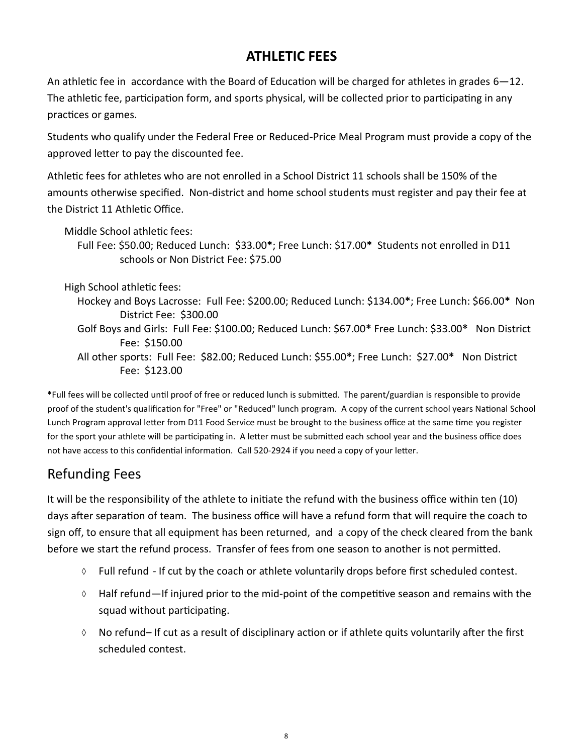## ATHLETIC FEES

An athletic fee in  accordance with the Board of Education will be charged for athletes in grades 6—12. The athletic fee, participation form, and sports physical, will be collected prior to participating in any practices or games.

Students who qualify under the Federal Free or Reduced-Price Meal Program must provide a copy of the approved letter to pay the discounted fee.

Athletic fees for athletes who are not enrolled in a School District 11 schools shall be 150% of the amounts otherwise specified.  Non-district and home school students must register and pay their fee at the District 11 Athletic Office.

Middle School athletic fees:
Full Fee: $50.00; Reduced Lunch:  $33.00**; Free Lunch: $17.00**  Students not enrolled in D11 schools or Non District Fee: $75.00

High School athletic fees:
Hockey and Boys Lacrosse:  Full Fee: $200.00; Reduced Lunch: $134.00**; Free Lunch: $66.00**  Non District Fee:  $300.00
Golf Boys and Girls:  Full Fee: $100.00; Reduced Lunch: $67.00** Free Lunch: $33.00**   Non District Fee:  $150.00
All other sports:  Full Fee:  $82.00; Reduced Lunch: $55.00**; Free Lunch:  $27.00**   Non District Fee:  $123.00

**Full fees will be collected until proof of free or reduced lunch is submitted.  The parent/guardian is responsible to provide proof of the student's qualification for "Free" or "Reduced" lunch program.  A copy of the current school years National School Lunch Program approval letter from D11 Food Service must be brought to the business office at the same time you register for the sport your athlete will be participating in.  A letter must be submitted each school year and the business office does not have access to this confidential information.  Call 520-2924 if you need a copy of your letter.

## Refunding Fees

It will be the responsibility of the athlete to initiate the refund with the business office within ten (10) days after separation of team.  The business office will have a refund form that will require the coach to sign off, to ensure that all equipment has been returned,  and  a copy of the check cleared from the bank before we start the refund process.  Transfer of fees from one season to another is not permitted.

- Full refund  - If cut by the coach or athlete voluntarily drops before first scheduled contest.
- Half refund—If injured prior to the mid-point of the competitive season and remains with the squad without participating.
- No refund– If cut as a result of disciplinary action or if athlete quits voluntarily after the first scheduled contest.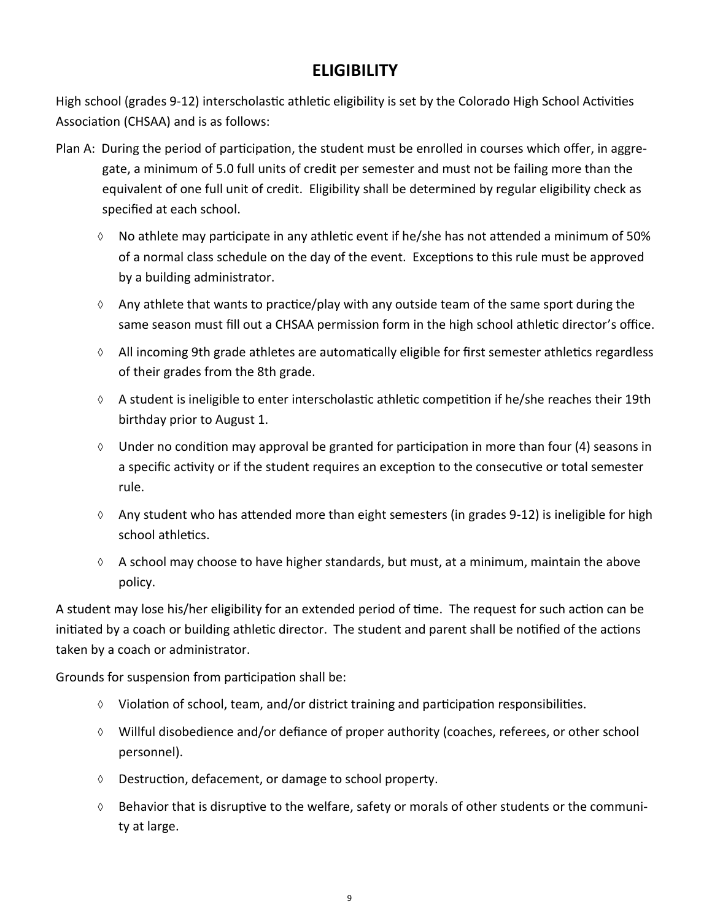# ELIGIBILITY

High school (grades 9-12) interscholastic athletic eligibility is set by the Colorado High School Activities Association (CHSAA) and is as follows:

Plan A: During the period of participation, the student must be enrolled in courses which offer, in aggregate, a minimum of 5.0 full units of credit per semester and must not be failing more than the equivalent of one full unit of credit. Eligibility shall be determined by regular eligibility check as specified at each school.

- ◊ No athlete may participate in any athletic event if he/she has not attended a minimum of 50% of a normal class schedule on the day of the event. Exceptions to this rule must be approved by a building administrator.
- ◊ Any athlete that wants to practice/play with any outside team of the same sport during the same season must fill out a CHSAA permission form in the high school athletic director's office.
- ◊ All incoming 9th grade athletes are automatically eligible for first semester athletics regardless of their grades from the 8th grade.
- ◊ A student is ineligible to enter interscholastic athletic competition if he/she reaches their 19th birthday prior to August 1.
- ◊ Under no condition may approval be granted for participation in more than four (4) seasons in a specific activity or if the student requires an exception to the consecutive or total semester rule.
- ◊ Any student who has attended more than eight semesters (in grades 9-12) is ineligible for high school athletics.
- ◊ A school may choose to have higher standards, but must, at a minimum, maintain the above policy.

A student may lose his/her eligibility for an extended period of time. The request for such action can be initiated by a coach or building athletic director. The student and parent shall be notified of the actions taken by a coach or administrator.

Grounds for suspension from participation shall be:

- ◊ Violation of school, team, and/or district training and participation responsibilities.
- ◊ Willful disobedience and/or defiance of proper authority (coaches, referees, or other school personnel).
- ◊ Destruction, defacement, or damage to school property.
- ◊ Behavior that is disruptive to the welfare, safety or morals of other students or the community at large.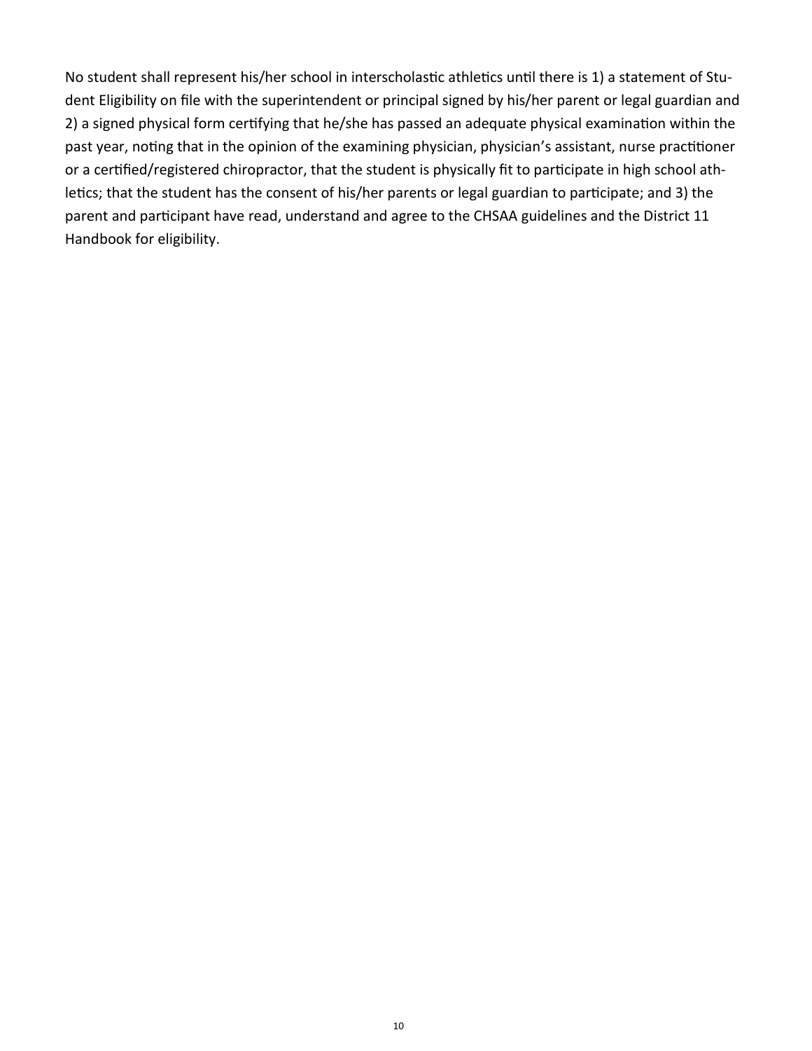No student shall represent his/her school in interscholastic athletics until there is 1) a statement of Student Eligibility on file with the superintendent or principal signed by his/her parent or legal guardian and 2) a signed physical form certifying that he/she has passed an adequate physical examination within the past year, noting that in the opinion of the examining physician, physician's assistant, nurse practitioner or a certified/registered chiropractor, that the student is physically fit to participate in high school athletics; that the student has the consent of his/her parents or legal guardian to participate; and 3) the parent and participant have read, understand and agree to the CHSAA guidelines and the District 11 Handbook for eligibility.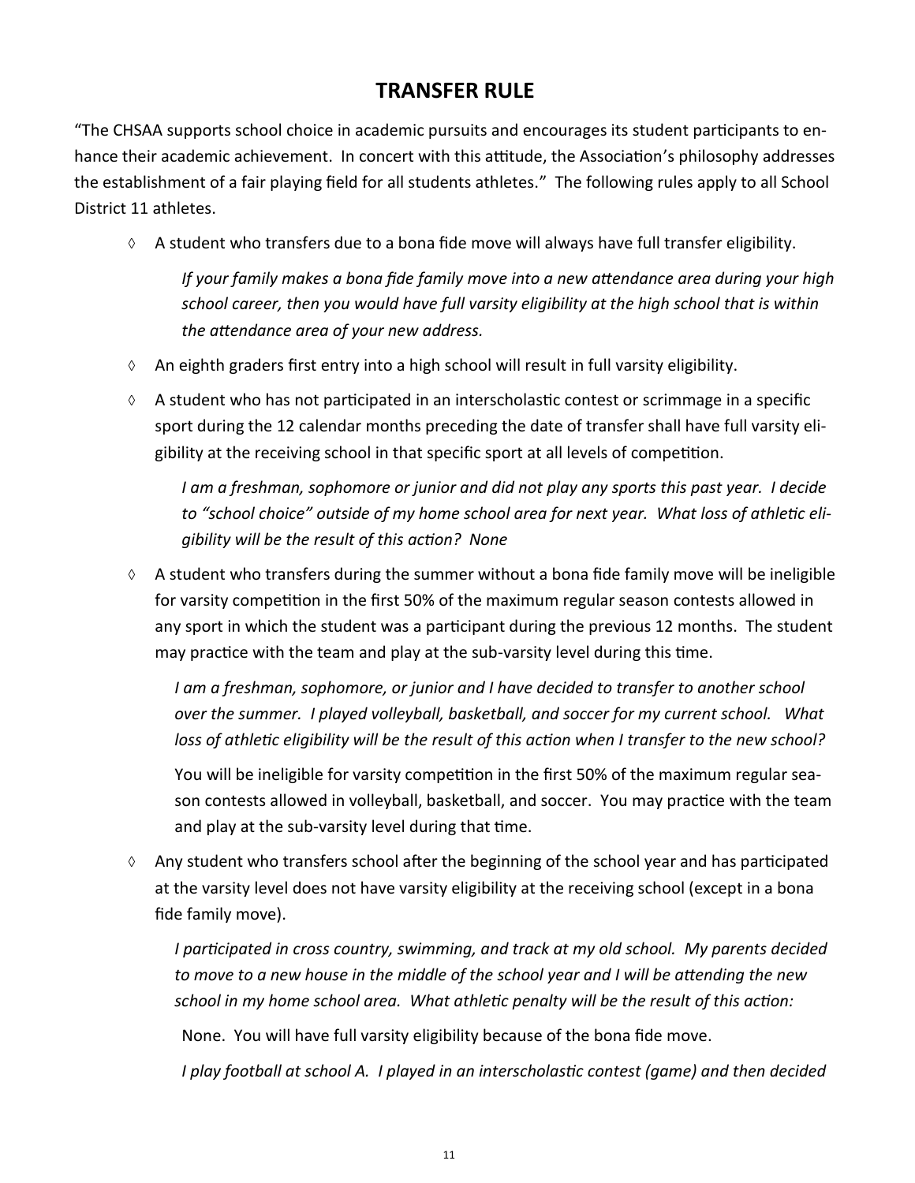## TRANSFER RULE

"The CHSAA supports school choice in academic pursuits and encourages its student participants to enhance their academic achievement. In concert with this attitude, the Association's philosophy addresses the establishment of a fair playing field for all students athletes." The following rules apply to all School District 11 athletes.

- ◊ A student who transfers due to a bona fide move will always have full transfer eligibility.

  *If your family makes a bona fide family move into a new attendance area during your high school career, then you would have full varsity eligibility at the high school that is within the attendance area of your new address.*

- ◊ An eighth graders first entry into a high school will result in full varsity eligibility.

- ◊ A student who has not participated in an interscholastic contest or scrimmage in a specific sport during the 12 calendar months preceding the date of transfer shall have full varsity eligibility at the receiving school in that specific sport at all levels of competition.

  *I am a freshman, sophomore or junior and did not play any sports this past year. I decide to "school choice" outside of my home school area for next year. What loss of athletic eligibility will be the result of this action? None*

- ◊ A student who transfers during the summer without a bona fide family move will be ineligible for varsity competition in the first 50% of the maximum regular season contests allowed in any sport in which the student was a participant during the previous 12 months. The student may practice with the team and play at the sub-varsity level during this time.

  *I am a freshman, sophomore, or junior and I have decided to transfer to another school over the summer. I played volleyball, basketball, and soccer for my current school. What loss of athletic eligibility will be the result of this action when I transfer to the new school?*

  You will be ineligible for varsity competition in the first 50% of the maximum regular season contests allowed in volleyball, basketball, and soccer. You may practice with the team and play at the sub-varsity level during that time.

- ◊ Any student who transfers school after the beginning of the school year and has participated at the varsity level does not have varsity eligibility at the receiving school (except in a bona fide family move).

  *I participated in cross country, swimming, and track at my old school. My parents decided to move to a new house in the middle of the school year and I will be attending the new school in my home school area. What athletic penalty will be the result of this action:*

  None. You will have full varsity eligibility because of the bona fide move.

  *I play football at school A. I played in an interscholastic contest (game) and then decided*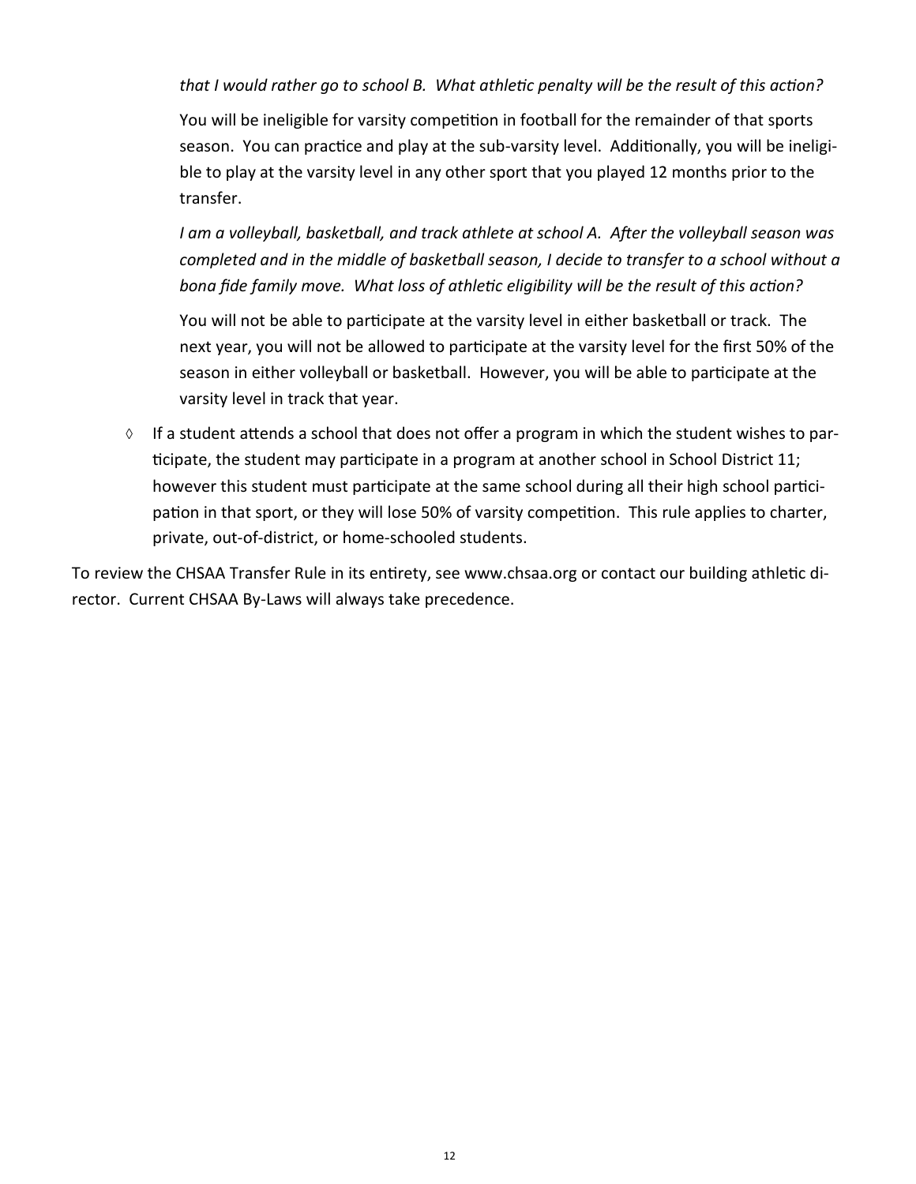*that I would rather go to school B. What athletic penalty will be the result of this action?*

You will be ineligible for varsity competition in football for the remainder of that sports season. You can practice and play at the sub-varsity level. Additionally, you will be ineligible to play at the varsity level in any other sport that you played 12 months prior to the transfer.

*I am a volleyball, basketball, and track athlete at school A. After the volleyball season was completed and in the middle of basketball season, I decide to transfer to a school without a bona fide family move. What loss of athletic eligibility will be the result of this action?*

You will not be able to participate at the varsity level in either basketball or track. The next year, you will not be allowed to participate at the varsity level for the first 50% of the season in either volleyball or basketball. However, you will be able to participate at the varsity level in track that year.

- If a student attends a school that does not offer a program in which the student wishes to participate, the student may participate in a program at another school in School District 11; however this student must participate at the same school during all their high school participation in that sport, or they will lose 50% of varsity competition. This rule applies to charter, private, out-of-district, or home-schooled students.

To review the CHSAA Transfer Rule in its entirety, see www.chsaa.org or contact our building athletic director. Current CHSAA By-Laws will always take precedence.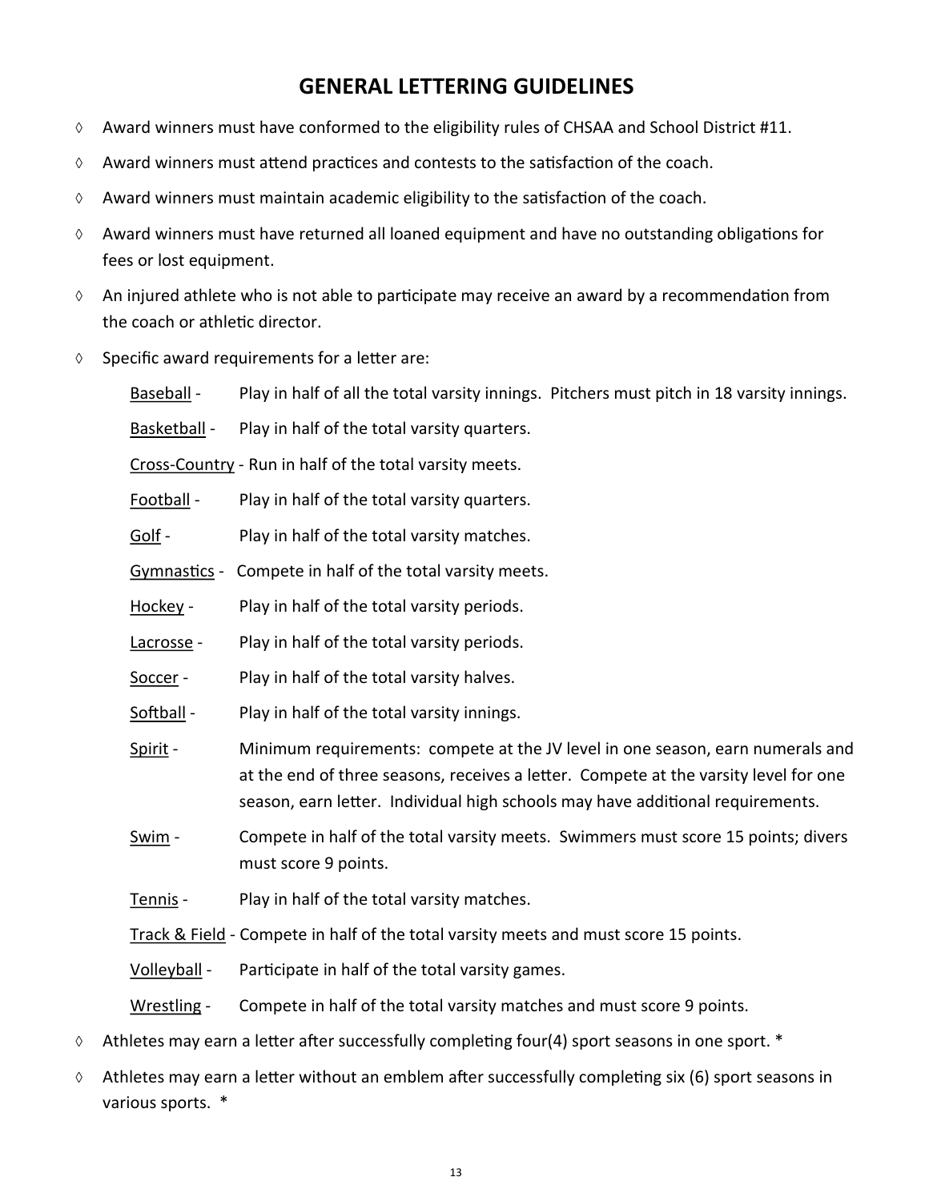# GENERAL LETTERING GUIDELINES

- ◊ Award winners must have conformed to the eligibility rules of CHSAA and School District #11.
- ◊ Award winners must attend practices and contests to the satisfaction of the coach.
- ◊ Award winners must maintain academic eligibility to the satisfaction of the coach.
- ◊ Award winners must have returned all loaned equipment and have no outstanding obligations for fees or lost equipment.
- ◊ An injured athlete who is not able to participate may receive an award by a recommendation from the coach or athletic director.
- ◊ Specific award requirements for a letter are:

  <u>Baseball</u> - Play in half of all the total varsity innings. Pitchers must pitch in 18 varsity innings.

  <u>Basketball</u> - Play in half of the total varsity quarters.

  <u>Cross-Country</u> - Run in half of the total varsity meets.

  <u>Football</u> - Play in half of the total varsity quarters.

  <u>Golf</u> - Play in half of the total varsity matches.

  <u>Gymnastics</u> - Compete in half of the total varsity meets.

  <u>Hockey</u> - Play in half of the total varsity periods.

  <u>Lacrosse</u> - Play in half of the total varsity periods.

  <u>Soccer</u> - Play in half of the total varsity halves.

  <u>Softball</u> - Play in half of the total varsity innings.

  <u>Spirit</u> - Minimum requirements: compete at the JV level in one season, earn numerals and at the end of three seasons, receives a letter. Compete at the varsity level for one season, earn letter. Individual high schools may have additional requirements.

  <u>Swim</u> - Compete in half of the total varsity meets. Swimmers must score 15 points; divers must score 9 points.

  <u>Tennis</u> - Play in half of the total varsity matches.

  <u>Track & Field</u> - Compete in half of the total varsity meets and must score 15 points.

  <u>Volleyball</u> - Participate in half of the total varsity games.

  <u>Wrestling</u> - Compete in half of the total varsity matches and must score 9 points.

- ◊ Athletes may earn a letter after successfully completing four(4) sport seasons in one sport. *
- ◊ Athletes may earn a letter without an emblem after successfully completing six (6) sport seasons in various sports. *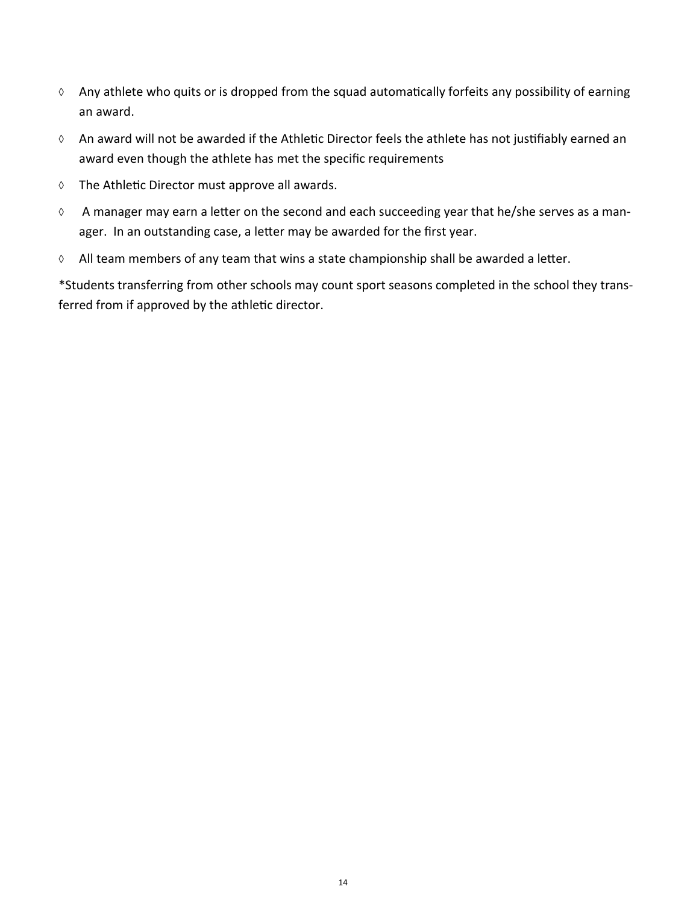- ◊ Any athlete who quits or is dropped from the squad automatically forfeits any possibility of earning an award.
- ◊ An award will not be awarded if the Athletic Director feels the athlete has not justifiably earned an award even though the athlete has met the specific requirements
- ◊ The Athletic Director must approve all awards.
- ◊ A manager may earn a letter on the second and each succeeding year that he/she serves as a manager. In an outstanding case, a letter may be awarded for the first year.
- ◊ All team members of any team that wins a state championship shall be awarded a letter.

*Students transferring from other schools may count sport seasons completed in the school they transferred from if approved by the athletic director.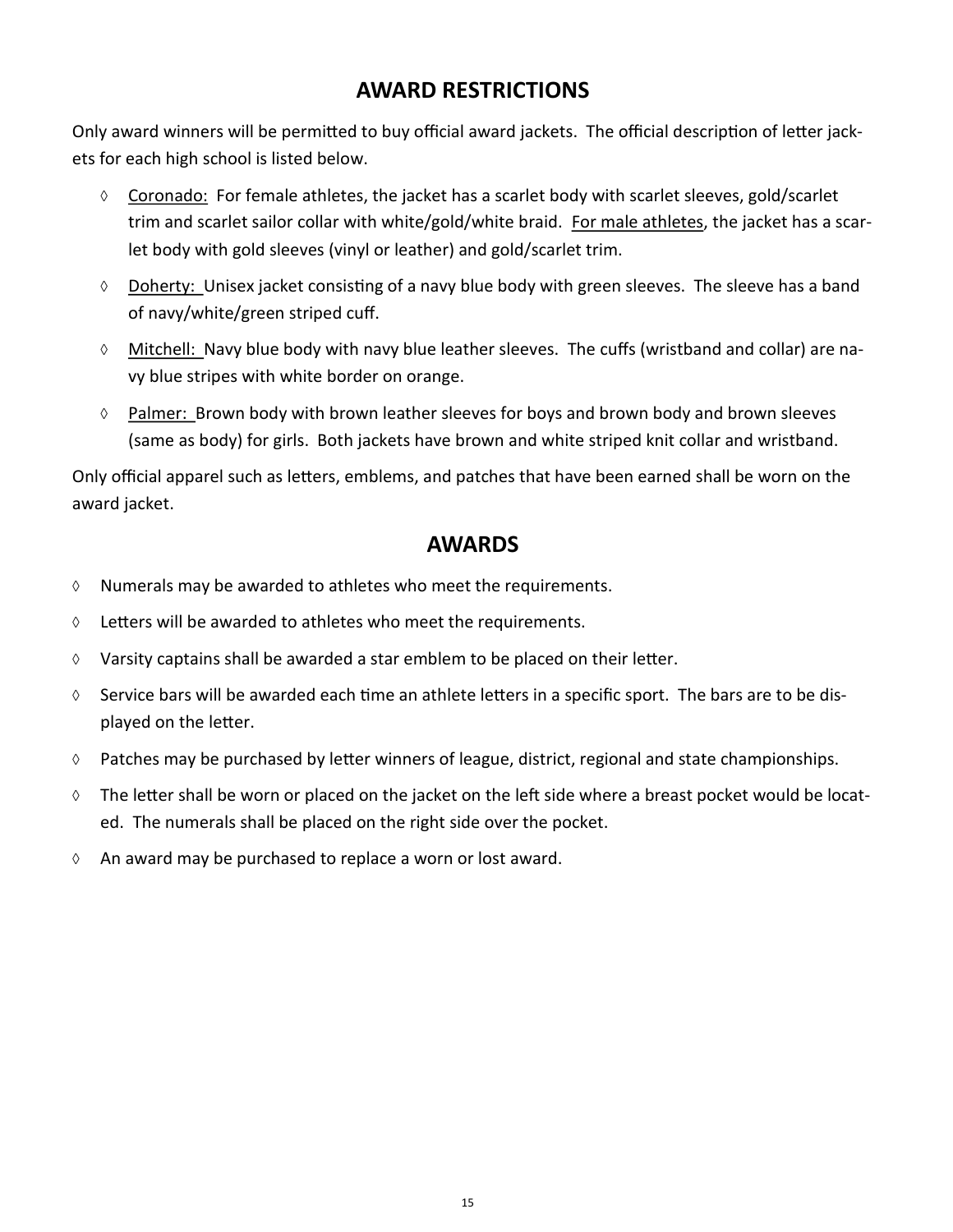## AWARD RESTRICTIONS

Only award winners will be permitted to buy official award jackets. The official description of letter jackets for each high school is listed below.

- Coronado: For female athletes, the jacket has a scarlet body with scarlet sleeves, gold/scarlet trim and scarlet sailor collar with white/gold/white braid. For male athletes, the jacket has a scarlet body with gold sleeves (vinyl or leather) and gold/scarlet trim.
- Doherty: Unisex jacket consisting of a navy blue body with green sleeves. The sleeve has a band of navy/white/green striped cuff.
- Mitchell: Navy blue body with navy blue leather sleeves. The cuffs (wristband and collar) are navy blue stripes with white border on orange.
- Palmer: Brown body with brown leather sleeves for boys and brown body and brown sleeves (same as body) for girls. Both jackets have brown and white striped knit collar and wristband.

Only official apparel such as letters, emblems, and patches that have been earned shall be worn on the award jacket.

## AWARDS

- Numerals may be awarded to athletes who meet the requirements.
- Letters will be awarded to athletes who meet the requirements.
- Varsity captains shall be awarded a star emblem to be placed on their letter.
- Service bars will be awarded each time an athlete letters in a specific sport. The bars are to be displayed on the letter.
- Patches may be purchased by letter winners of league, district, regional and state championships.
- The letter shall be worn or placed on the jacket on the left side where a breast pocket would be located. The numerals shall be placed on the right side over the pocket.
- An award may be purchased to replace a worn or lost award.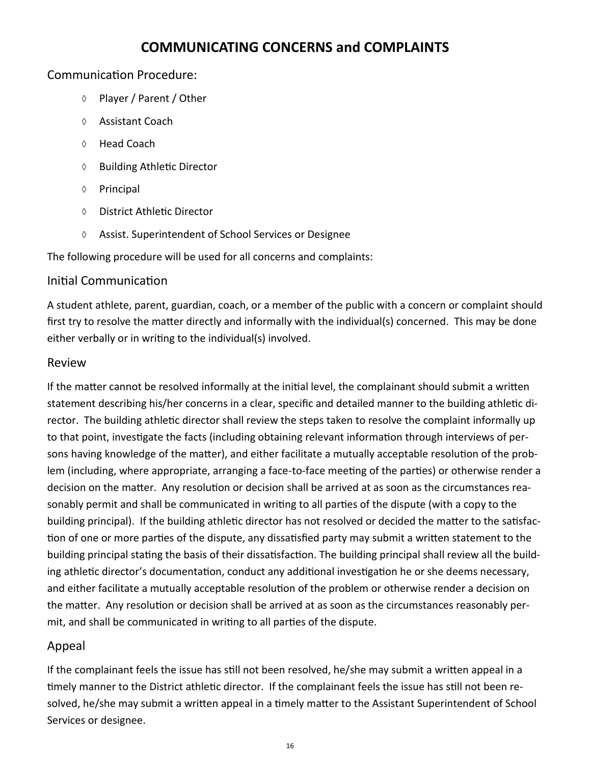# COMMUNICATING CONCERNS and COMPLAINTS

## Communication Procedure:

- Player / Parent / Other
- Assistant Coach
- Head Coach
- Building Athletic Director
- Principal
- District Athletic Director
- Assist. Superintendent of School Services or Designee

The following procedure will be used for all concerns and complaints:

## Initial Communication

A student athlete, parent, guardian, coach, or a member of the public with a concern or complaint should first try to resolve the matter directly and informally with the individual(s) concerned. This may be done either verbally or in writing to the individual(s) involved.

## Review

If the matter cannot be resolved informally at the initial level, the complainant should submit a written statement describing his/her concerns in a clear, specific and detailed manner to the building athletic director. The building athletic director shall review the steps taken to resolve the complaint informally up to that point, investigate the facts (including obtaining relevant information through interviews of persons having knowledge of the matter), and either facilitate a mutually acceptable resolution of the problem (including, where appropriate, arranging a face-to-face meeting of the parties) or otherwise render a decision on the matter. Any resolution or decision shall be arrived at as soon as the circumstances reasonably permit and shall be communicated in writing to all parties of the dispute (with a copy to the building principal). If the building athletic director has not resolved or decided the matter to the satisfaction of one or more parties of the dispute, any dissatisfied party may submit a written statement to the building principal stating the basis of their dissatisfaction. The building principal shall review all the building athletic director's documentation, conduct any additional investigation he or she deems necessary, and either facilitate a mutually acceptable resolution of the problem or otherwise render a decision on the matter. Any resolution or decision shall be arrived at as soon as the circumstances reasonably permit, and shall be communicated in writing to all parties of the dispute.

## Appeal

If the complainant feels the issue has still not been resolved, he/she may submit a written appeal in a timely manner to the District athletic director. If the complainant feels the issue has still not been resolved, he/she may submit a written appeal in a timely matter to the Assistant Superintendent of School Services or designee.